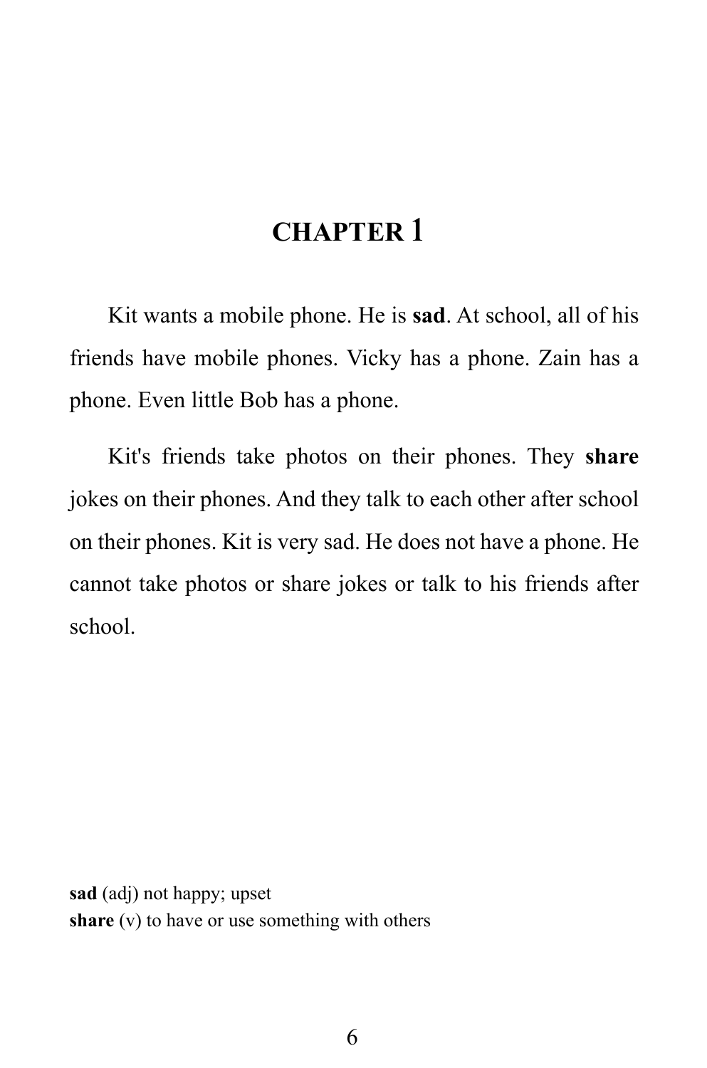# CHAPTER 1

Kit wants a mobile phone. He is **sad**. At school, all of his friends have mobile phones. Vicky has a phone. Zain has a phone. Even little Bob has a phone.

Kit's friends take photos on their phones. They **share** jokes on their phones. And they talk to each other after school on their phones. Kit is very sad. He does not have a phone. He cannot take photos or share jokes or talk to his friends after school.

**sad** (adj) not happy; upset
**share** (v) to have or use something with others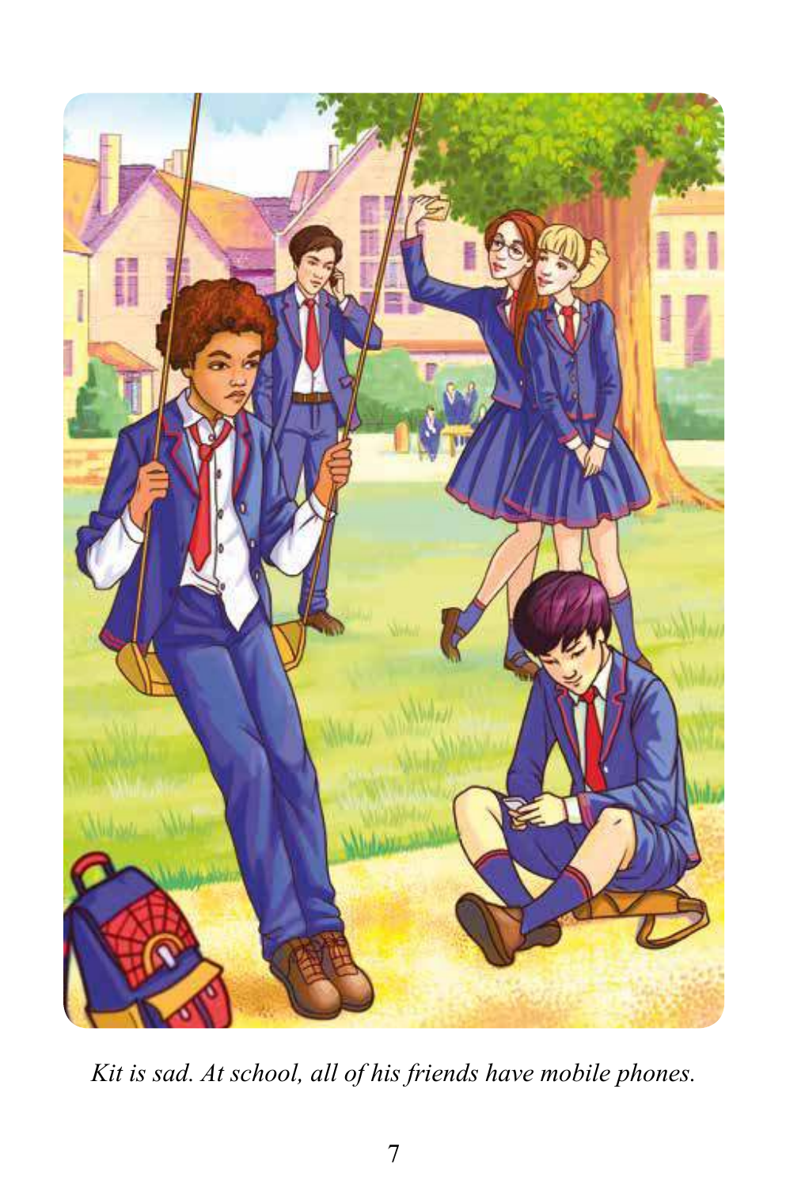*Kit is sad. At school, all of his friends have mobile phones.*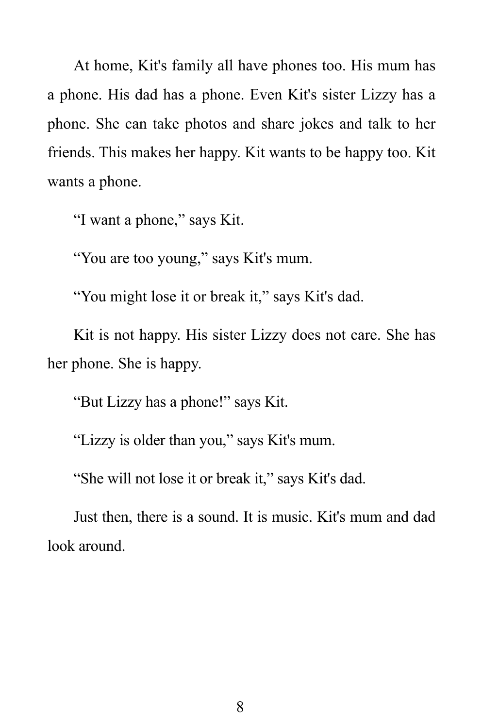At home, Kit's family all have phones too. His mum has a phone. His dad has a phone. Even Kit's sister Lizzy has a phone. She can take photos and share jokes and talk to her friends. This makes her happy. Kit wants to be happy too. Kit wants a phone.

“I want a phone,” says Kit.

“You are too young,” says Kit's mum.

“You might lose it or break it,” says Kit's dad.

Kit is not happy. His sister Lizzy does not care. She has her phone. She is happy.

“But Lizzy has a phone!” says Kit.

“Lizzy is older than you,” says Kit's mum.

“She will not lose it or break it,” says Kit's dad.

Just then, there is a sound. It is music. Kit's mum and dad look around.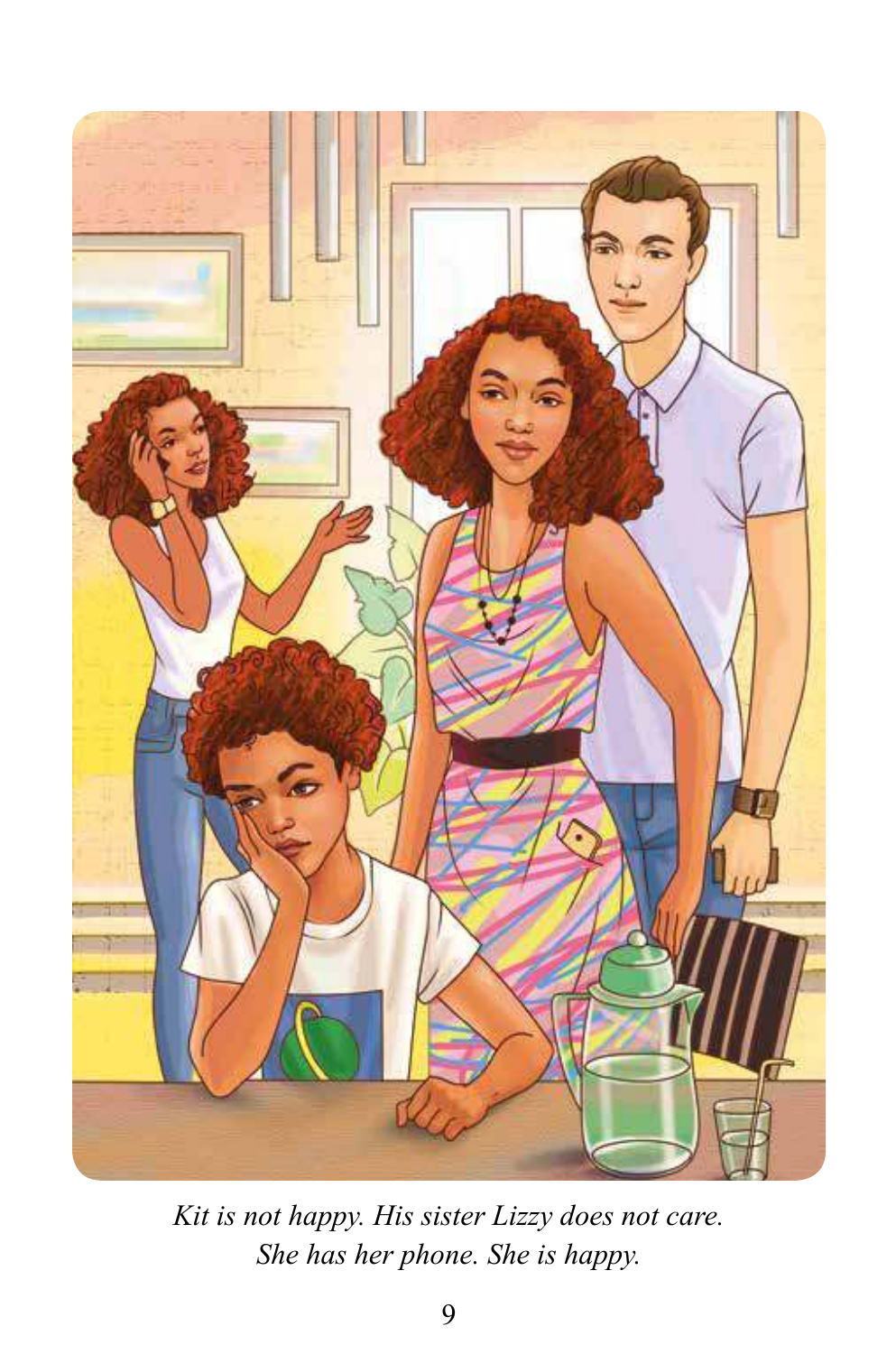*Kit is not happy. His sister Lizzy does not care. She has her phone. She is happy.*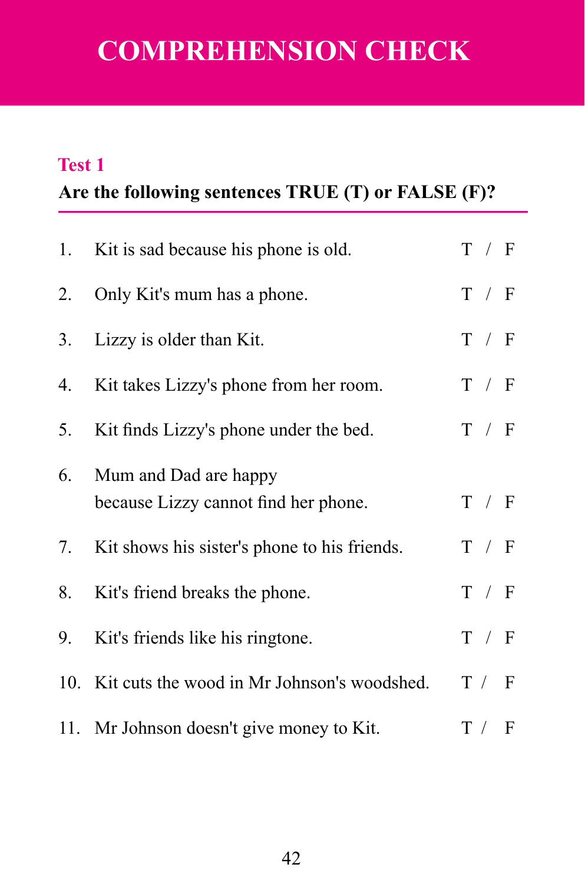# COMPREHENSION CHECK

## Test 1

**Are the following sentences TRUE (T) or FALSE (F)?**

1. Kit is sad because his phone is old. T / F
2. Only Kit's mum has a phone. T / F
3. Lizzy is older than Kit. T / F
4. Kit takes Lizzy's phone from her room. T / F
5. Kit finds Lizzy's phone under the bed. T / F
6. Mum and Dad are happy because Lizzy cannot find her phone. T / F
7. Kit shows his sister's phone to his friends. T / F
8. Kit's friend breaks the phone. T / F
9. Kit's friends like his ringtone. T / F
10. Kit cuts the wood in Mr Johnson's woodshed. T / F
11. Mr Johnson doesn't give money to Kit. T / F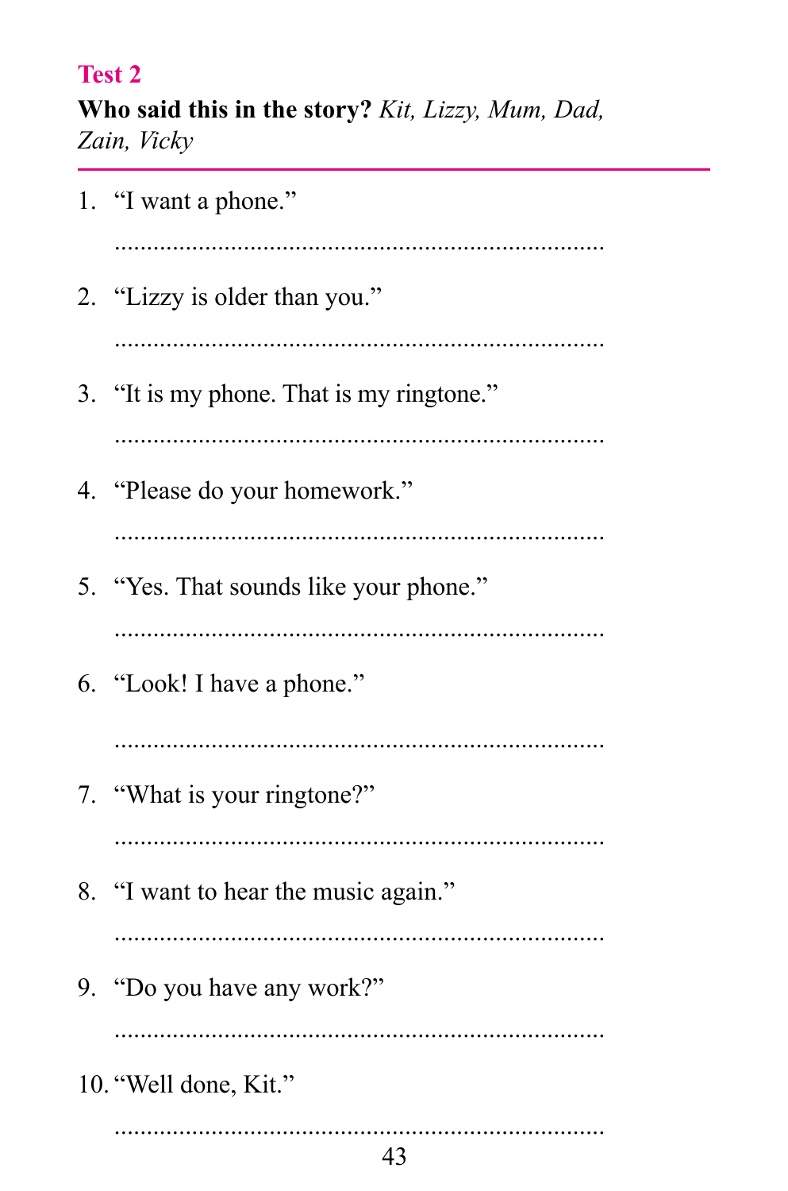## Test 2

**Who said this in the story?** *Kit, Lizzy, Mum, Dad, Zain, Vicky*

1. "I want a phone."

   ..............................................................................

2. "Lizzy is older than you."

   ..............................................................................

3. "It is my phone. That is my ringtone."

   ..............................................................................

4. "Please do your homework."

   ..............................................................................

5. "Yes. That sounds like your phone."

   ..............................................................................

6. "Look! I have a phone."

   ..............................................................................

7. "What is your ringtone?"

   ..............................................................................

8. "I want to hear the music again."

   ..............................................................................

9. "Do you have any work?"

   ..............................................................................

10. "Well done, Kit."

    ..............................................................................